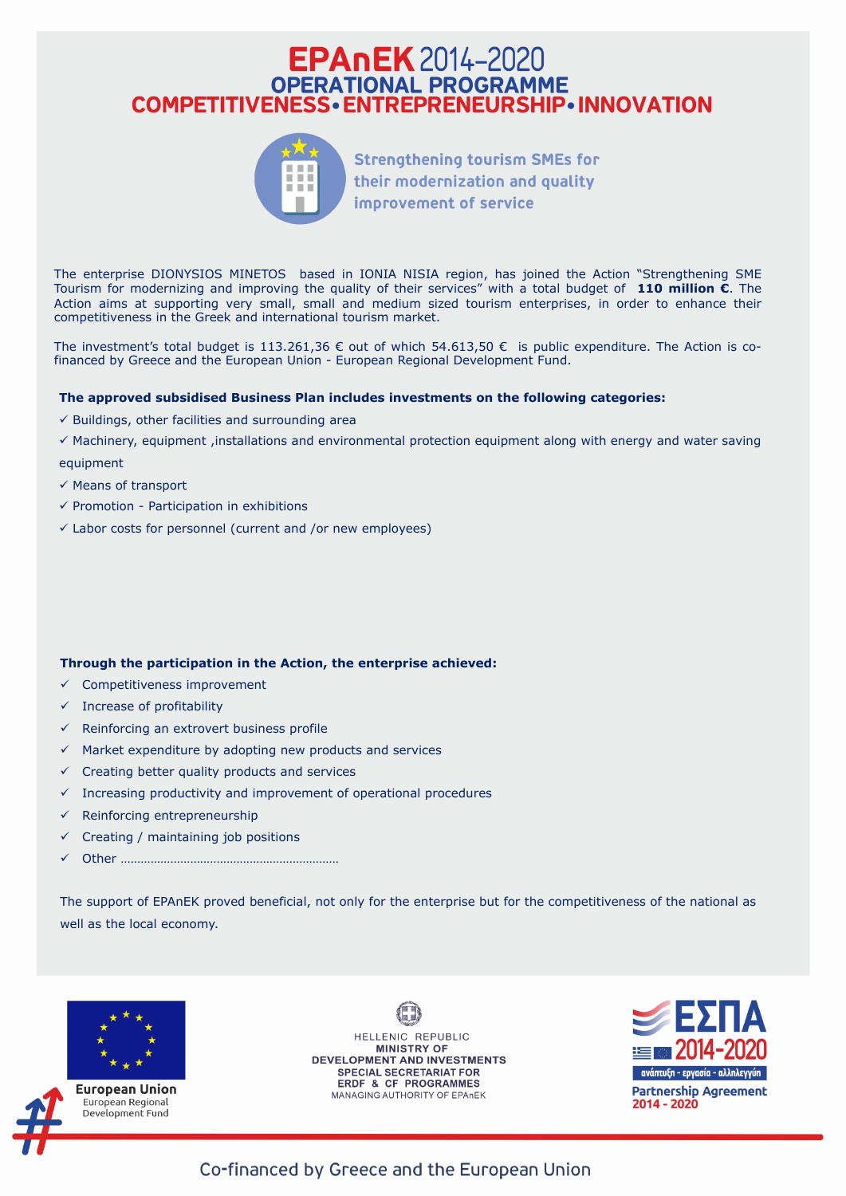# EPAnEK 2014-2020
## OPERATIONAL PROGRAMME
## COMPETITIVENESS • ENTREPRENEURSHIP • INNOVATION

**Strengthening tourism SMEs for their modernization and quality improvement of service**

The enterprise DIONYSIOS MINETOS based in IONIA NISIA region, has joined the Action "Strengthening SME Tourism for modernizing and improving the quality of their services" with a total budget of **110 million €**. The Action aims at supporting very small, small and medium sized tourism enterprises, in order to enhance their competitiveness in the Greek and international tourism market.

The investment's total budget is 113.261,36 € out of which 54.613,50 € is public expenditure. The Action is co-financed by Greece and the European Union - European Regional Development Fund.

**The approved subsidised Business Plan includes investments on the following categories:**

- ✓ Buildings, other facilities and surrounding area
- ✓ Machinery, equipment ,installations and environmental protection equipment along with energy and water saving equipment
- ✓ Means of transport
- ✓ Promotion - Participation in exhibitions
- ✓ Labor costs for personnel (current and /or new employees)

**Through the participation in the Action, the enterprise achieved:**

- ✓ Competitiveness improvement
- ✓ Increase of profitability
- ✓ Reinforcing an extrovert business profile
- ✓ Market expenditure by adopting new products and services
- ✓ Creating better quality products and services
- ✓ Increasing productivity and improvement of operational procedures
- ✓ Reinforcing entrepreneurship
- ✓ Creating / maintaining job positions
- ✓ Other ……………………………………………………………

The support of EPAnEK proved beneficial, not only for the enterprise but for the competitiveness of the national as well as the local economy.

European Union
European Regional Development Fund

HELLENIC REPUBLIC
MINISTRY OF DEVELOPMENT AND INVESTMENTS
SPECIAL SECRETARIAT FOR ERDF & CF PROGRAMMES
MANAGING AUTHORITY OF EPAnEK

ΕΣΠΑ 2014-2020
ανάπτυξη - εργασία - αλληλεγγύη
Partnership Agreement 2014 - 2020

Co-financed by Greece and the European Union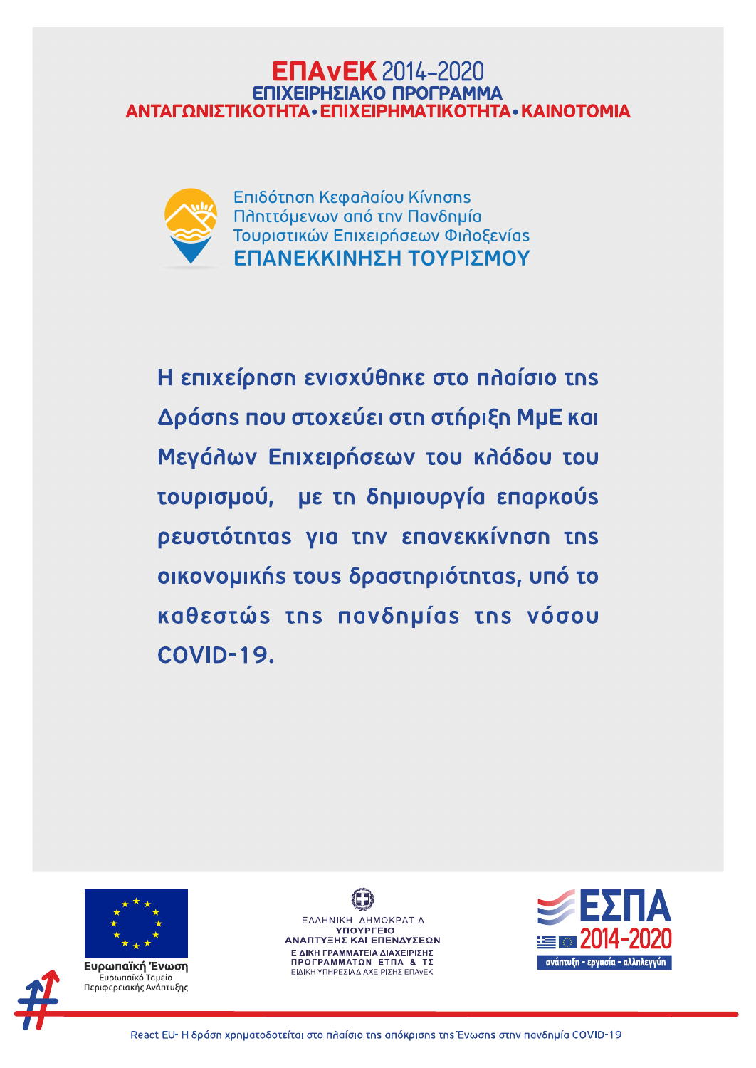**ΕΠΑνΕΚ 2014-2020**
**ΕΠΙΧΕΙΡΗΣΙΑΚΟ ΠΡΟΓΡΑΜΜΑ**
**ΑΝΤΑΓΩΝΙΣΤΙΚΟΤΗΤΑ • ΕΠΙΧΕΙΡΗΜΑΤΙΚΟΤΗΤΑ • ΚΑΙΝΟΤΟΜΙΑ**

Επιδότηση Κεφαλαίου Κίνησης
Πληττόμενων από την Πανδημία
Τουριστικών Επιχειρήσεων Φιλοξενίας
**ΕΠΑΝΕΚΚΙΝΗΣΗ ΤΟΥΡΙΣΜΟΥ**

**Η επιχείρηση ενισχύθηκε στο πλαίσιο της Δράσης που στοχεύει στη στήριξη ΜμΕ και Μεγάλων Επιχειρήσεων του κλάδου του τουρισμού, με τη δημιουργία επαρκούς ρευστότητας για την επανεκκίνηση της οικονομικής τους δραστηριότητας, υπό το καθεστώς της πανδημίας της νόσου COVID-19.**

Ευρωπαϊκή Ένωση
Ευρωπαϊκό Ταμείο
Περιφερειακής Ανάπτυξης

ΕΛΛΗΝΙΚΗ ΔΗΜΟΚΡΑΤΙΑ
ΥΠΟΥΡΓΕΙΟ
ΑΝΑΠΤΥΞΗΣ ΚΑΙ ΕΠΕΝΔΥΣΕΩΝ
ΕΙΔΙΚΗ ΓΡΑΜΜΑΤΕΙΑ ΔΙΑΧΕΙΡΙΣΗΣ
ΠΡΟΓΡΑΜΜΑΤΩΝ ΕΤΠΑ & ΤΣ
ΕΙΔΙΚΗ ΥΠΗΡΕΣΙΑ ΔΙΑΧΕΙΡΙΣΗΣ ΕΠΑνΕΚ

ΕΣΠΑ 2014-2020
ανάπτυξη - εργασία - αλληλεγγύη

React EU- Η δράση χρηματοδοτείται στο πλαίσιο της απόκρισης της Ένωσης στην πανδημία COVID-19